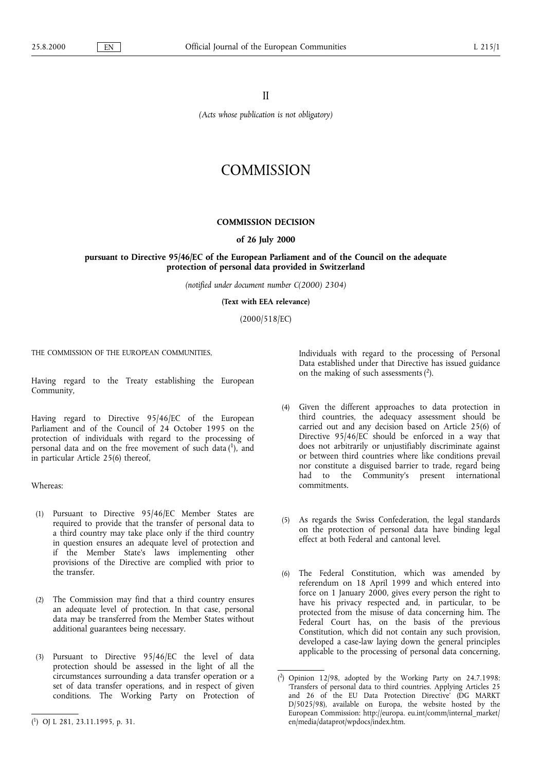II

*(Acts whose publication is not obligatory)*

# COMMISSION

## COMMISSION DECISION

### of 26 July 2000

### pursuant to Directive 95/46/EC of the European Parliament and of the Council on the adequate protection of personal data provided in Switzerland

*(notified under document number C(2000) 2304)*

**(Text with EEA relevance)**

(2000/518/EC)

THE COMMISSION OF THE EUROPEAN COMMUNITIES,

Having regard to the Treaty establishing the European Community,

Having regard to Directive 95/46/EC of the European Parliament and of the Council of 24 October 1995 on the protection of individuals with regard to the processing of personal data and on the free movement of such data [1], and in particular Article 25(6) thereof,

Whereas:

(1) Pursuant to Directive 95/46/EC Member States are required to provide that the transfer of personal data to a third country may take place only if the third country in question ensures an adequate level of protection and if the Member State's laws implementing other provisions of the Directive are complied with prior to the transfer.

(2) The Commission may find that a third country ensures an adequate level of protection. In that case, personal data may be transferred from the Member States without additional guarantees being necessary.

(3) Pursuant to Directive 95/46/EC the level of data protection should be assessed in the light of all the circumstances surrounding a data transfer operation or a set of data transfer operations, and in respect of given conditions. The Working Party on Protection of Individuals with regard to the processing of Personal Data established under that Directive has issued guidance on the making of such assessments [2].

(4) Given the different approaches to data protection in third countries, the adequacy assessment should be carried out and any decision based on Article 25(6) of Directive 95/46/EC should be enforced in a way that does not arbitrarily or unjustifiably discriminate against or between third countries where like conditions prevail nor constitute a disguised barrier to trade, regard being had to the Community's present international commitments.

(5) As regards the Swiss Confederation, the legal standards on the protection of personal data have binding legal effect at both Federal and cantonal level.

(6) The Federal Constitution, which was amended by referendum on 18 April 1999 and which entered into force on 1 January 2000, gives every person the right to have his privacy respected and, in particular, to be protected from the misuse of data concerning him. The Federal Court has, on the basis of the previous Constitution, which did not contain any such provision, developed a case-law laying down the general principles applicable to the processing of personal data concerning,

---

[1] OJ L 281, 23.11.1995, p. 31.

[2] Opinion 12/98, adopted by the Working Party on 24.7.1998: 'Transfers of personal data to third countries. Applying Articles 25 and 26 of the EU Data Protection Directive' (DG MARKT D/5025/98), available on Europa, the website hosted by the European Commission: http://europa. eu.int/comm/internal_market/en/media/dataprot/wpdocs/index.htm.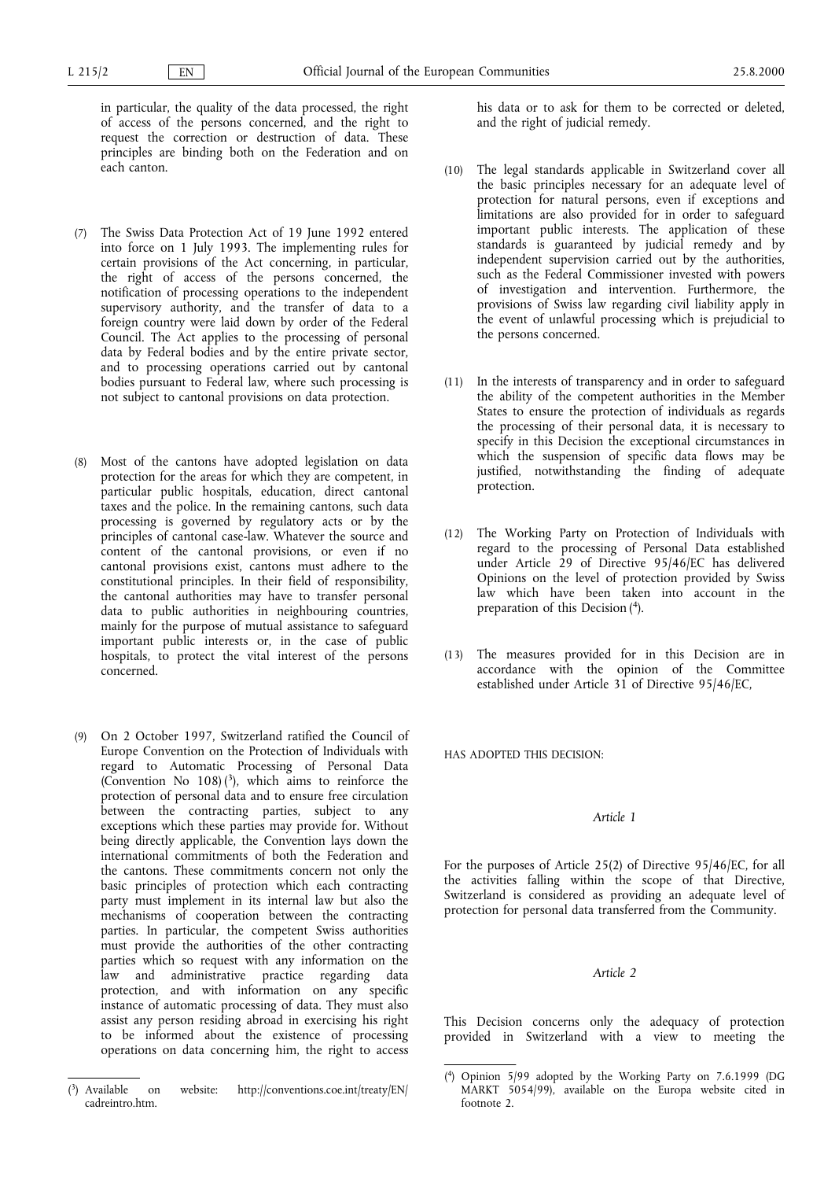in particular, the quality of the data processed, the right of access of the persons concerned, and the right to request the correction or destruction of data. These principles are binding both on the Federation and on each canton.

(7) The Swiss Data Protection Act of 19 June 1992 entered into force on 1 July 1993. The implementing rules for certain provisions of the Act concerning, in particular, the right of access of the persons concerned, the notification of processing operations to the independent supervisory authority, and the transfer of data to a foreign country were laid down by order of the Federal Council. The Act applies to the processing of personal data by Federal bodies and by the entire private sector, and to processing operations carried out by cantonal bodies pursuant to Federal law, where such processing is not subject to cantonal provisions on data protection.

(8) Most of the cantons have adopted legislation on data protection for the areas for which they are competent, in particular public hospitals, education, direct cantonal taxes and the police. In the remaining cantons, such data processing is governed by regulatory acts or by the principles of cantonal case-law. Whatever the source and content of the cantonal provisions, or even if no cantonal provisions exist, cantons must adhere to the constitutional principles. In their field of responsibility, the cantonal authorities may have to transfer personal data to public authorities in neighbouring countries, mainly for the purpose of mutual assistance to safeguard important public interests or, in the case of public hospitals, to protect the vital interest of the persons concerned.

(9) On 2 October 1997, Switzerland ratified the Council of Europe Convention on the Protection of Individuals with regard to Automatic Processing of Personal Data (Convention No 108) [3], which aims to reinforce the protection of personal data and to ensure free circulation between the contracting parties, subject to any exceptions which these parties may provide for. Without being directly applicable, the Convention lays down the international commitments of both the Federation and the cantons. These commitments concern not only the basic principles of protection which each contracting party must implement in its internal law but also the mechanisms of cooperation between the contracting parties. In particular, the competent Swiss authorities must provide the authorities of the other contracting parties which so request with any information on the law and administrative practice regarding data protection, and with information on any specific instance of automatic processing of data. They must also assist any person residing abroad in exercising his right to be informed about the existence of processing operations on data concerning him, the right to access his data or to ask for them to be corrected or deleted, and the right of judicial remedy.

(10) The legal standards applicable in Switzerland cover all the basic principles necessary for an adequate level of protection for natural persons, even if exceptions and limitations are also provided for in order to safeguard important public interests. The application of these standards is guaranteed by judicial remedy and by independent supervision carried out by the authorities, such as the Federal Commissioner invested with powers of investigation and intervention. Furthermore, the provisions of Swiss law regarding civil liability apply in the event of unlawful processing which is prejudicial to the persons concerned.

(11) In the interests of transparency and in order to safeguard the ability of the competent authorities in the Member States to ensure the protection of individuals as regards the processing of their personal data, it is necessary to specify in this Decision the exceptional circumstances in which the suspension of specific data flows may be justified, notwithstanding the finding of adequate protection.

(12) The Working Party on Protection of Individuals with regard to the processing of Personal Data established under Article 29 of Directive 95/46/EC has delivered Opinions on the level of protection provided by Swiss law which have been taken into account in the preparation of this Decision [4].

(13) The measures provided for in this Decision are in accordance with the opinion of the Committee established under Article 31 of Directive 95/46/EC,

HAS ADOPTED THIS DECISION:

*Article 1*

For the purposes of Article 25(2) of Directive 95/46/EC, for all the activities falling within the scope of that Directive, Switzerland is considered as providing an adequate level of protection for personal data transferred from the Community.

*Article 2*

This Decision concerns only the adequacy of protection provided in Switzerland with a view to meeting the

---

[3] Available on website: http://conventions.coe.int/treaty/EN/cadreintro.htm.

[4] Opinion 5/99 adopted by the Working Party on 7.6.1999 (DG MARKT 5054/99), available on the Europa website cited in footnote 2.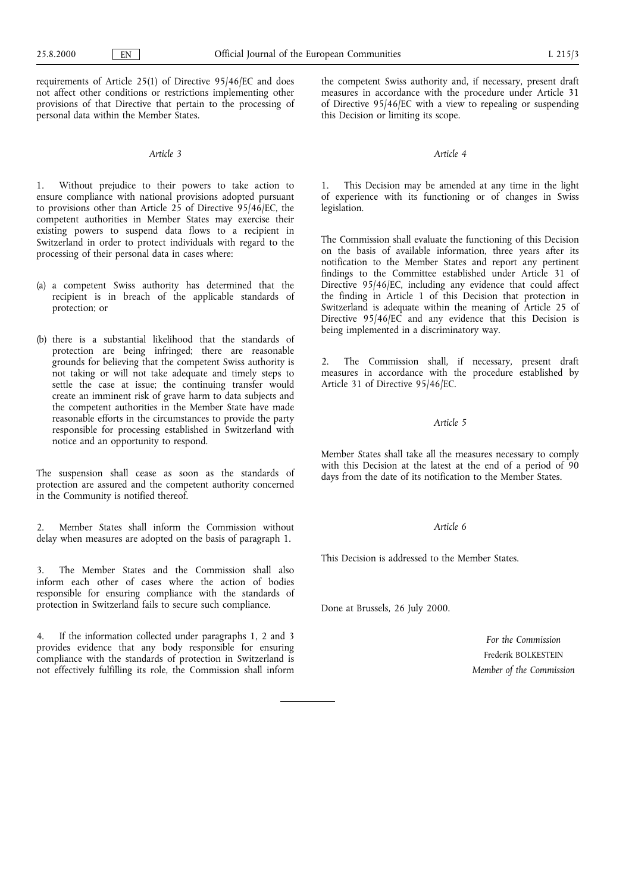requirements of Article 25(1) of Directive 95/46/EC and does not affect other conditions or restrictions implementing other provisions of that Directive that pertain to the processing of personal data within the Member States.

*Article 3*

1. Without prejudice to their powers to take action to ensure compliance with national provisions adopted pursuant to provisions other than Article 25 of Directive 95/46/EC, the competent authorities in Member States may exercise their existing powers to suspend data flows to a recipient in Switzerland in order to protect individuals with regard to the processing of their personal data in cases where:

(a) a competent Swiss authority has determined that the recipient is in breach of the applicable standards of protection; or

(b) there is a substantial likelihood that the standards of protection are being infringed; there are reasonable grounds for believing that the competent Swiss authority is not taking or will not take adequate and timely steps to settle the case at issue; the continuing transfer would create an imminent risk of grave harm to data subjects and the competent authorities in the Member State have made reasonable efforts in the circumstances to provide the party responsible for processing established in Switzerland with notice and an opportunity to respond.

The suspension shall cease as soon as the standards of protection are assured and the competent authority concerned in the Community is notified thereof.

2. Member States shall inform the Commission without delay when measures are adopted on the basis of paragraph 1.

3. The Member States and the Commission shall also inform each other of cases where the action of bodies responsible for ensuring compliance with the standards of protection in Switzerland fails to secure such compliance.

4. If the information collected under paragraphs 1, 2 and 3 provides evidence that any body responsible for ensuring compliance with the standards of protection in Switzerland is not effectively fulfilling its role, the Commission shall inform the competent Swiss authority and, if necessary, present draft measures in accordance with the procedure under Article 31 of Directive 95/46/EC with a view to repealing or suspending this Decision or limiting its scope.

*Article 4*

1. This Decision may be amended at any time in the light of experience with its functioning or of changes in Swiss legislation.

The Commission shall evaluate the functioning of this Decision on the basis of available information, three years after its notification to the Member States and report any pertinent findings to the Committee established under Article 31 of Directive 95/46/EC, including any evidence that could affect the finding in Article 1 of this Decision that protection in Switzerland is adequate within the meaning of Article 25 of Directive 95/46/EC and any evidence that this Decision is being implemented in a discriminatory way.

2. The Commission shall, if necessary, present draft measures in accordance with the procedure established by Article 31 of Directive 95/46/EC.

*Article 5*

Member States shall take all the measures necessary to comply with this Decision at the latest at the end of a period of 90 days from the date of its notification to the Member States.

*Article 6*

This Decision is addressed to the Member States.

Done at Brussels, 26 July 2000.

*For the Commission*

Frederik BOLKESTEIN

*Member of the Commission*